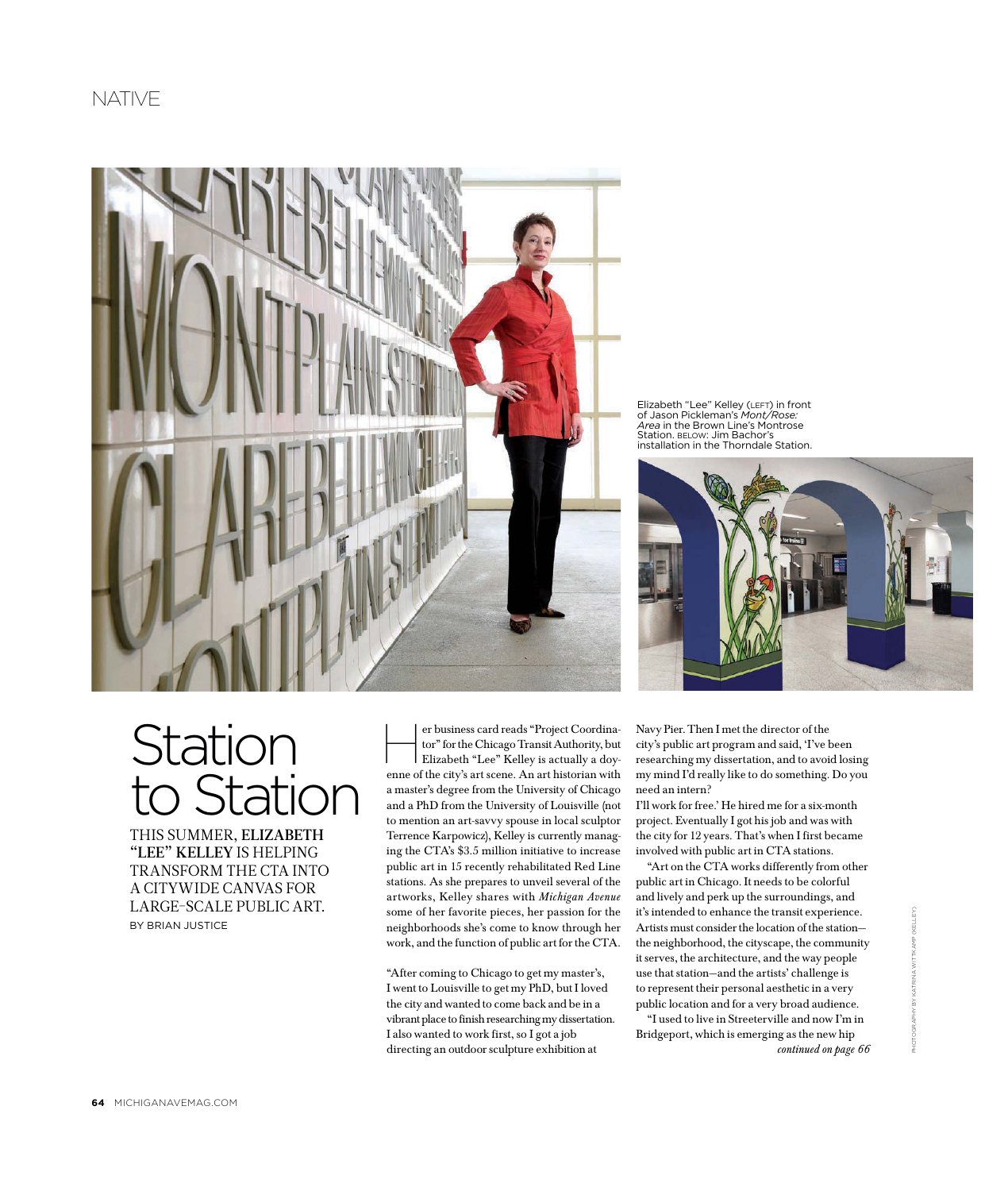# Station to Station

THIS SUMMER, **ELIZABETH "LEE" KELLEY** IS HELPING TRANSFORM THE CTA INTO A CITYWIDE CANVAS FOR LARGE-SCALE PUBLIC ART.

BY BRIAN JUSTICE

Elizabeth "Lee" Kelley (LEFT) in front of Jason Pickleman's *Mont/Rose: Area* in the Brown Line's Montrose Station. BELOW: Jim Bachor's installation in the Thorndale Station.

Her business card reads "Project Coordinator" for the Chicago Transit Authority, but Elizabeth "Lee" Kelley is actually a doyenne of the city's art scene. An art historian with a master's degree from the University of Chicago and a PhD from the University of Louisville (not to mention an art-savvy spouse in local sculptor Terrence Karpowicz), Kelley is currently managing the CTA's $3.5 million initiative to increase public art in 15 recently rehabilitated Red Line stations. As she prepares to unveil several of the artworks, Kelley shares with *Michigan Avenue* some of her favorite pieces, her passion for the neighborhoods she's come to know through her work, and the function of public art for the CTA.

"After coming to Chicago to get my master's, I went to Louisville to get my PhD, but I loved the city and wanted to come back and be in a vibrant place to finish researching my dissertation. I also wanted to work first, so I got a job directing an outdoor sculpture exhibition at Navy Pier. Then I met the director of the city's public art program and said, 'I've been researching my dissertation, and to avoid losing my mind I'd really like to do something. Do you need an intern? I'll work for free.' He hired me for a six-month project. Eventually I got his job and was with the city for 12 years. That's when I first became involved with public art in CTA stations.

"Art on the CTA works differently from other public art in Chicago. It needs to be colorful and lively and perk up the surroundings, and it's intended to enhance the transit experience. Artists must consider the location of the station—the neighborhood, the cityscape, the community it serves, the architecture, and the way people use that station—and the artists' challenge is to represent their personal aesthetic in a very public location and for a very broad audience.

"I used to live in Streeterville and now I'm in Bridgeport, which is emerging as the new hip

*continued on page 66*

PHOTOGRAPHY BY KATRINA WITTKAMP (KELLEY)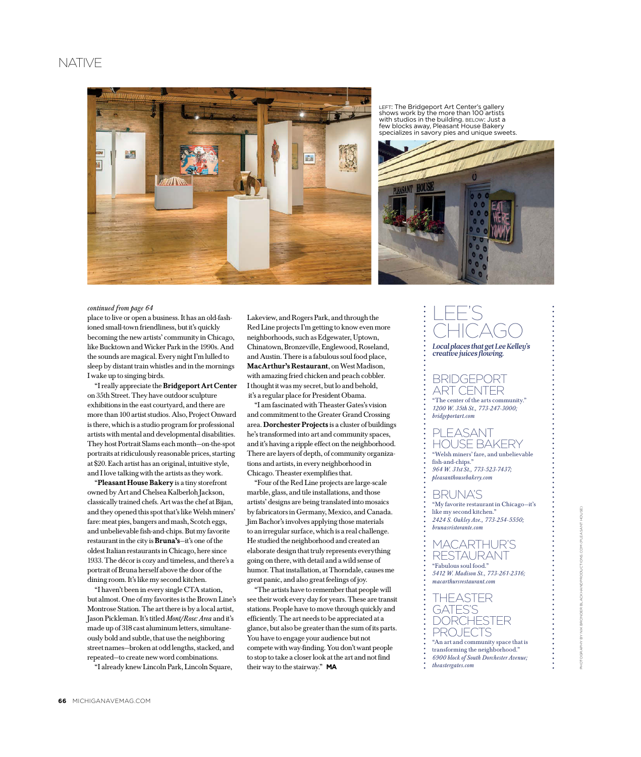NATIVE

LEFT: The Bridgeport Art Center's gallery shows work by the more than 100 artists with studios in the building. BELOW: Just a few blocks away, Pleasant House Bakery specializes in savory pies and unique sweets.

*continued from page 64*

place to live or open a business. It has an old-fashioned small-town friendliness, but it's quickly becoming the new artists' community in Chicago, like Bucktown and Wicker Park in the 1990s. And the sounds are magical. Every night I'm lulled to sleep by distant train whistles and in the mornings I wake up to singing birds.

"I really appreciate the **Bridgeport Art Center** on 35th Street. They have outdoor sculpture exhibitions in the east courtyard, and there are more than 100 artist studios. Also, Project Onward is there, which is a studio program for professional artists with mental and developmental disabilities. They host Portrait Slams each month—on-the-spot portraits at ridiculously reasonable prices, starting at $20. Each artist has an original, intuitive style, and I love talking with the artists as they work.

"**Pleasant House Bakery** is a tiny storefront owned by Art and Chelsea Kalberloh Jackson, classically trained chefs. Art was the chef at Bijan, and they opened this spot that's like Welsh miners' fare: meat pies, bangers and mash, Scotch eggs, and unbelievable fish-and-chips. But my favorite restaurant in the city is **Bruna's**—it's one of the oldest Italian restaurants in Chicago, here since 1933. The décor is cozy and timeless, and there's a portrait of Bruna herself above the door of the dining room. It's like my second kitchen.

"I haven't been in every single CTA station, but almost. One of my favorites is the Brown Line's Montrose Station. The art there is by a local artist, Jason Pickleman. It's titled *Mont/Rose: Area* and it's made up of 318 cast aluminum letters, simultaneously bold and subtle, that use the neighboring street names—broken at odd lengths, stacked, and repeated—to create new word combinations.

"I already knew Lincoln Park, Lincoln Square, Lakeview, and Rogers Park, and through the Red Line projects I'm getting to know even more neighborhoods, such as Edgewater, Uptown, Chinatown, Bronzeville, Englewood, Roseland, and Austin. There is a fabulous soul food place, **MacArthur's Restaurant**, on West Madison, with amazing fried chicken and peach cobbler. I thought it was my secret, but lo and behold, it's a regular place for President Obama.

"I am fascinated with Theaster Gates's vision and commitment to the Greater Grand Crossing area. **Dorchester Projects** is a cluster of buildings he's transformed into art and community spaces, and it's having a ripple effect on the neighborhood. There are layers of depth, of community organizations and artists, in every neighborhood in Chicago. Theaster exemplifies that.

"Four of the Red Line projects are large-scale marble, glass, and tile installations, and those artists' designs are being translated into mosaics by fabricators in Germany, Mexico, and Canada. Jim Bachor's involves applying those materials to an irregular surface, which is a real challenge. He studied the neighborhood and created an elaborate design that truly represents everything going on there, with detail and a wild sense of humor. That installation, at Thorndale, causes me great panic, and also great feelings of joy.

"The artists have to remember that people will see their work every day for years. These are transit stations. People have to move through quickly and efficiently. The art needs to be appreciated at a glance, but also be greater than the sum of its parts. You have to engage your audience but not compete with way-finding. You don't want people to stop to take a closer look at the art and not find their way to the stairway." **MA**

## LEE'S CHICAGO

***Local places that get Lee Kelley's creative juices flowing.***

### BRIDGEPORT ART CENTER

"The center of the arts community."
*1200 W. 35th St., 773-247-3000; bridgeportart.com*

### PLEASANT HOUSE BAKERY

"Welsh miners' fare, and unbelievable fish-and-chips."
*964 W. 31st St., 773-523-7437; pleasanthousebakery.com*

### BRUNA'S

"My favorite restaurant in Chicago—it's like my second kitchen."
*2424 S. Oakley Ave., 773-254-5550; brunasristorante.com*

### MACARTHUR'S RESTAURANT

"Fabulous soul food."
*5412 W. Madison St., 773-261-2316; macarthursrestaurant.com*

### THEASTER GATES'S DORCHESTER PROJECTS

"An art and community space that is transforming the neighborhood."
*6900 block of South Dorchester Avenue; theastergates.com*

PHOTOGRAPHY BY NIK BRONDER BLACKHANDPRODUCTIONS.COM (PLEASANT HOUSE)